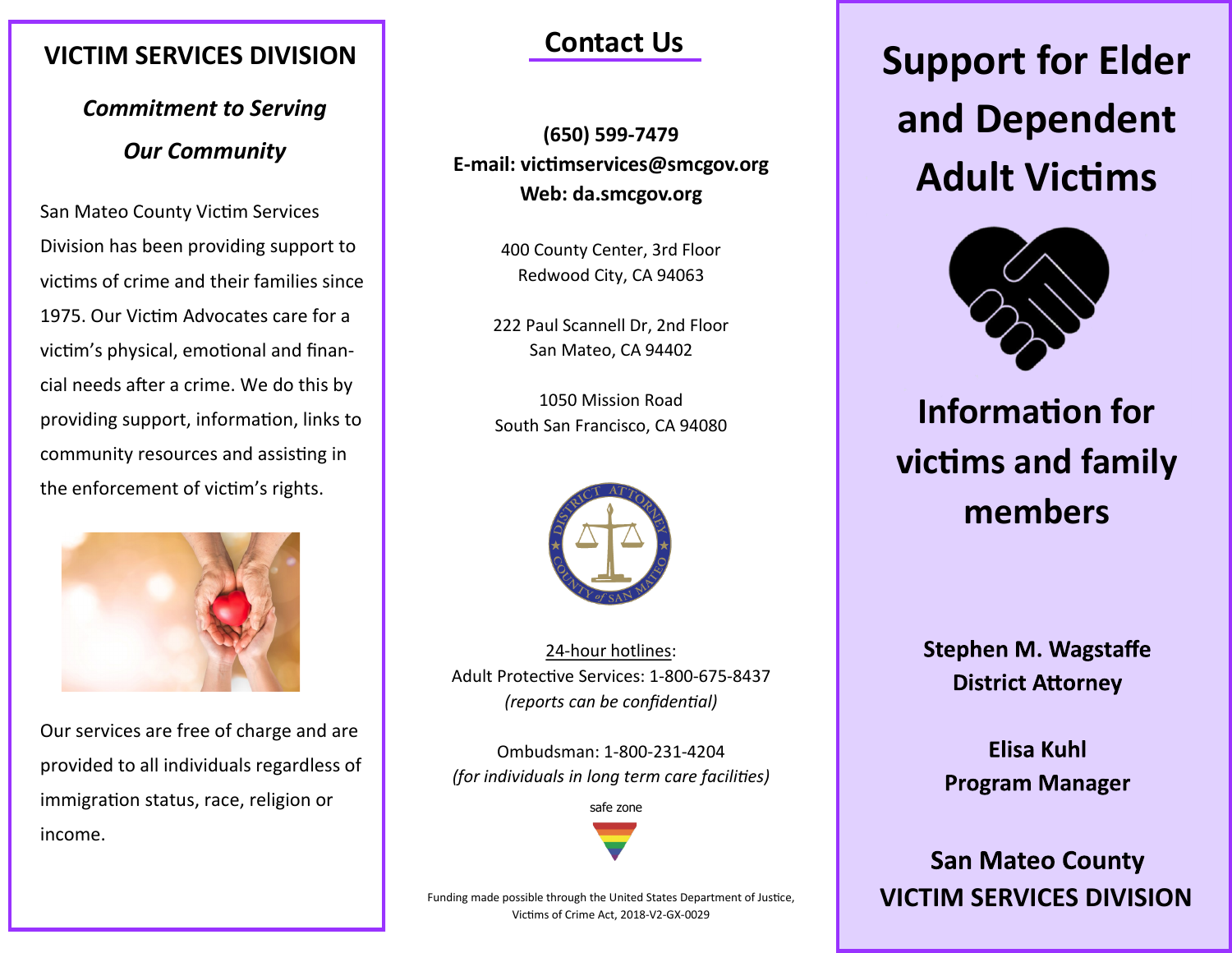## VICTIM SERVICES DIVISION

### *Commitment to Serving Our Community*

San Mateo County Victim Services Division has been providing support to victims of crime and their families since 1975. Our Victim Advocates care for a victim's physical, emotional and financial needs after a crime. We do this by providing support, information, links to community resources and assisting in the enforcement of victim's rights.

Our services are free of charge and are provided to all individuals regardless of immigration status, race, religion or income.

## Contact Us

**(650) 599-7479**
**E-mail: victimservices@smcgov.org**
**Web: da.smcgov.org**

400 County Center, 3rd Floor
Redwood City, CA 94063

222 Paul Scannell Dr, 2nd Floor
San Mateo, CA 94402

1050 Mission Road
South San Francisco, CA 94080

DISTRICT ATTORNEY · COUNTY of SAN MATEO

24-hour hotlines:
Adult Protective Services: 1-800-675-8437
*(reports can be confidential)*

Ombudsman: 1-800-231-4204
*(for individuals in long term care facilities)*

safe zone

Funding made possible through the United States Department of Justice, Victims of Crime Act, 2018-V2-GX-0029

# Support for Elder and Dependent Adult Victims

## Information for victims and family members

**Stephen M. Wagstaffe**
**District Attorney**

**Elisa Kuhl**
**Program Manager**

**San Mateo County**
**VICTIM SERVICES DIVISION**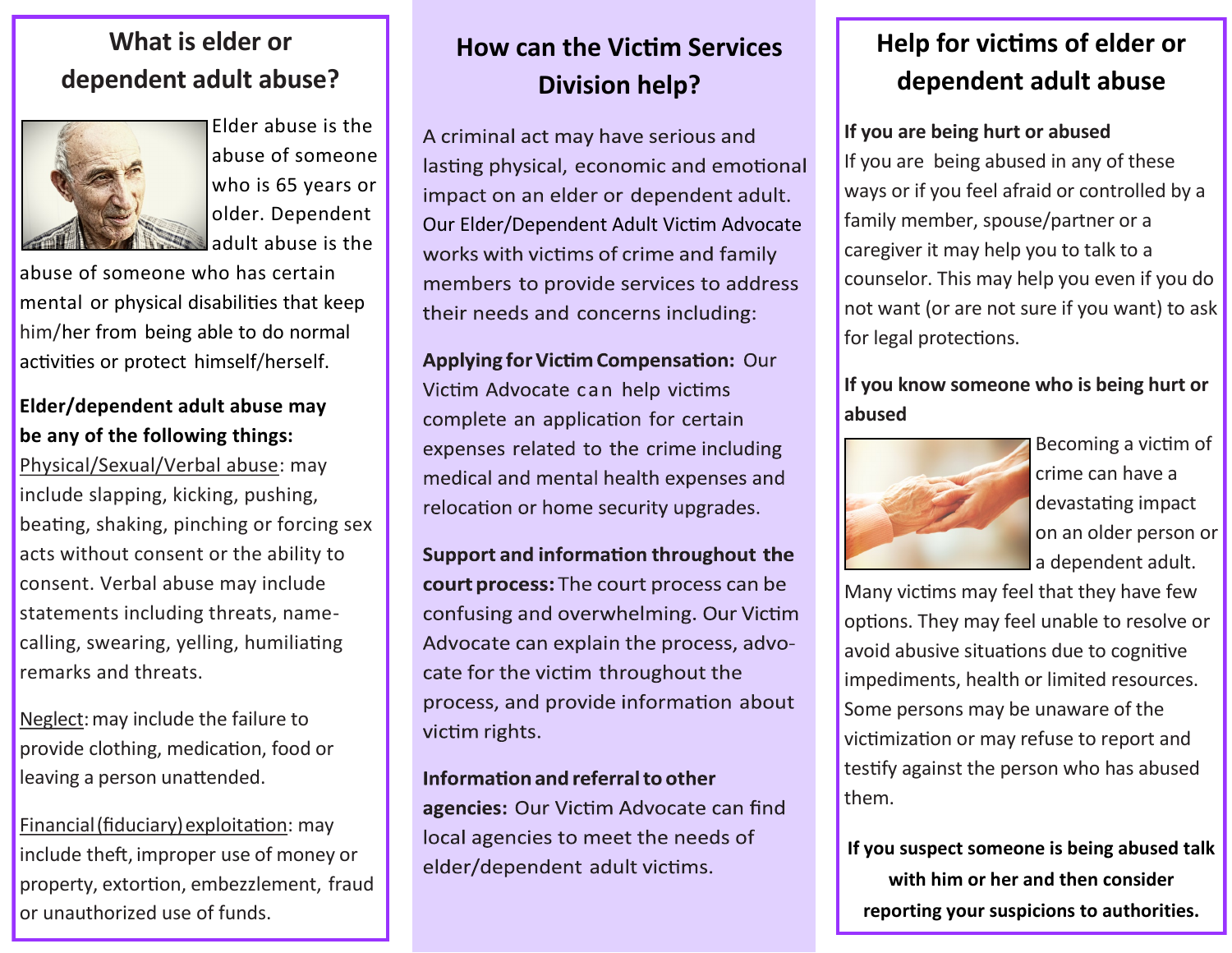## What is elder or dependent adult abuse?

Elder abuse is the abuse of someone who is 65 years or older. Dependent adult abuse is the abuse of someone who has certain mental or physical disabilities that keep him/her from being able to do normal activities or protect himself/herself.

**Elder/dependent adult abuse may be any of the following things:**

Physical/Sexual/Verbal abuse: may include slapping, kicking, pushing, beating, shaking, pinching or forcing sex acts without consent or the ability to consent. Verbal abuse may include statements including threats, name-calling, swearing, yelling, humiliating remarks and threats.

Neglect: may include the failure to provide clothing, medication, food or leaving a person unattended.

Financial (fiduciary) exploitation: may include theft, improper use of money or property, extortion, embezzlement, fraud or unauthorized use of funds.

## How can the Victim Services Division help?

A criminal act may have serious and lasting physical, economic and emotional impact on an elder or dependent adult. Our Elder/Dependent Adult Victim Advocate works with victims of crime and family members to provide services to address their needs and concerns including:

**Applying for Victim Compensation:** Our Victim Advocate can help victims complete an application for certain expenses related to the crime including medical and mental health expenses and relocation or home security upgrades.

**Support and information throughout the court process:** The court process can be confusing and overwhelming. Our Victim Advocate can explain the process, advocate for the victim throughout the process, and provide information about victim rights.

**Information and referral to other agencies:** Our Victim Advocate can find local agencies to meet the needs of elder/dependent adult victims.

## Help for victims of elder or dependent adult abuse

**If you are being hurt or abused**

If you are being abused in any of these ways or if you feel afraid or controlled by a family member, spouse/partner or a caregiver it may help you to talk to a counselor. This may help you even if you do not want (or are not sure if you want) to ask for legal protections.

**If you know someone who is being hurt or abused**

Becoming a victim of crime can have a devastating impact on an older person or a dependent adult. Many victims may feel that they have few options. They may feel unable to resolve or avoid abusive situations due to cognitive impediments, health or limited resources. Some persons may be unaware of the victimization or may refuse to report and testify against the person who has abused them.

**If you suspect someone is being abused talk with him or her and then consider reporting your suspicions to authorities.**